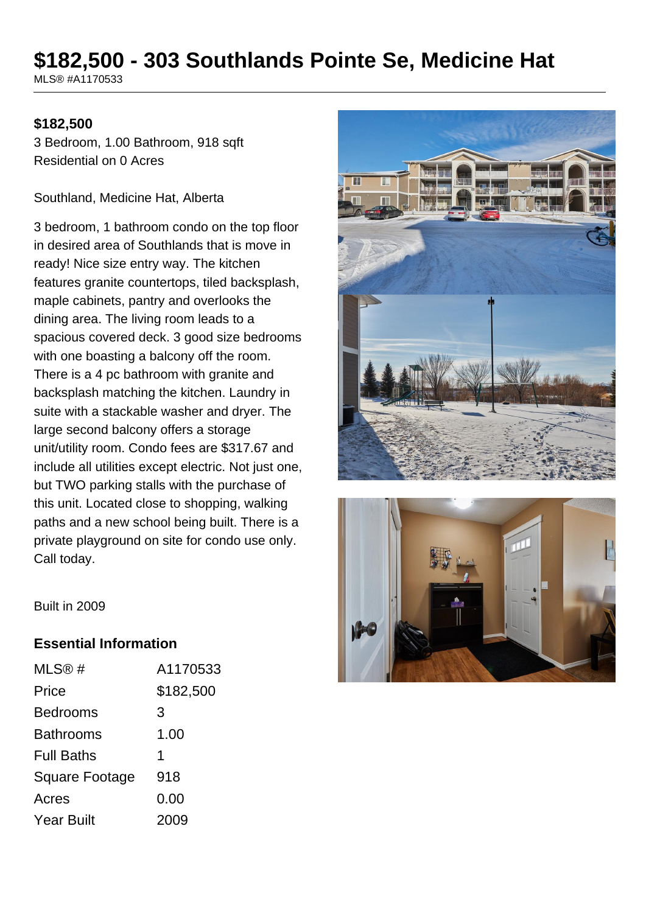# $182,500 - 303 Southlands Pointe Se, Medicine Hat

MLS® #A1170533

**$182,500**

3 Bedroom, 1.00 Bathroom, 918 sqft
Residential on 0 Acres

Southland, Medicine Hat, Alberta

3 bedroom, 1 bathroom condo on the top floor in desired area of Southlands that is move in ready! Nice size entry way. The kitchen features granite countertops, tiled backsplash, maple cabinets, pantry and overlooks the dining area. The living room leads to a spacious covered deck. 3 good size bedrooms with one boasting a balcony off the room. There is a 4 pc bathroom with granite and backsplash matching the kitchen. Laundry in suite with a stackable washer and dryer. The large second balcony offers a storage unit/utility room. Condo fees are $317.67 and include all utilities except electric. Not just one, but TWO parking stalls with the purchase of this unit. Located close to shopping, walking paths and a new school being built. There is a private playground on site for condo use only. Call today.

Built in 2009

## Essential Information

| | |
|---|---|
| MLS® # | A1170533 |
| Price | $182,500 |
| Bedrooms | 3 |
| Bathrooms | 1.00 |
| Full Baths | 1 |
| Square Footage | 918 |
| Acres | 0.00 |
| Year Built | 2009 |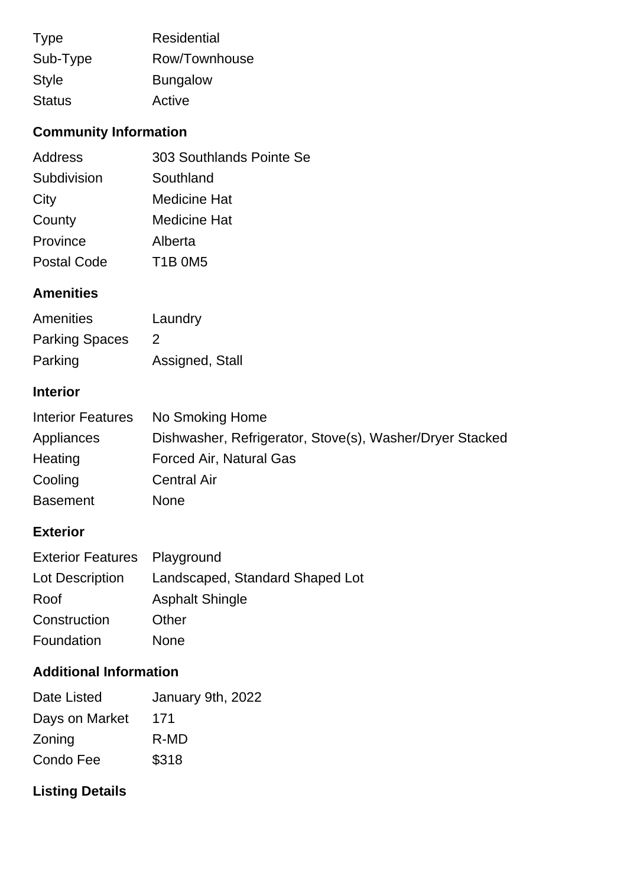| | |
|---|---|
| Type | Residential |
| Sub-Type | Row/Townhouse |
| Style | Bungalow |
| Status | Active |

### Community Information

| | |
|---|---|
| Address | 303 Southlands Pointe Se |
| Subdivision | Southland |
| City | Medicine Hat |
| County | Medicine Hat |
| Province | Alberta |
| Postal Code | T1B 0M5 |

### Amenities

| | |
|---|---|
| Amenities | Laundry |
| Parking Spaces | 2 |
| Parking | Assigned, Stall |

### Interior

| | |
|---|---|
| Interior Features | No Smoking Home |
| Appliances | Dishwasher, Refrigerator, Stove(s), Washer/Dryer Stacked |
| Heating | Forced Air, Natural Gas |
| Cooling | Central Air |
| Basement | None |

### Exterior

| | |
|---|---|
| Exterior Features | Playground |
| Lot Description | Landscaped, Standard Shaped Lot |
| Roof | Asphalt Shingle |
| Construction | Other |
| Foundation | None |

### Additional Information

| | |
|---|---|
| Date Listed | January 9th, 2022 |
| Days on Market | 171 |
| Zoning | R-MD |
| Condo Fee | $318 |

### Listing Details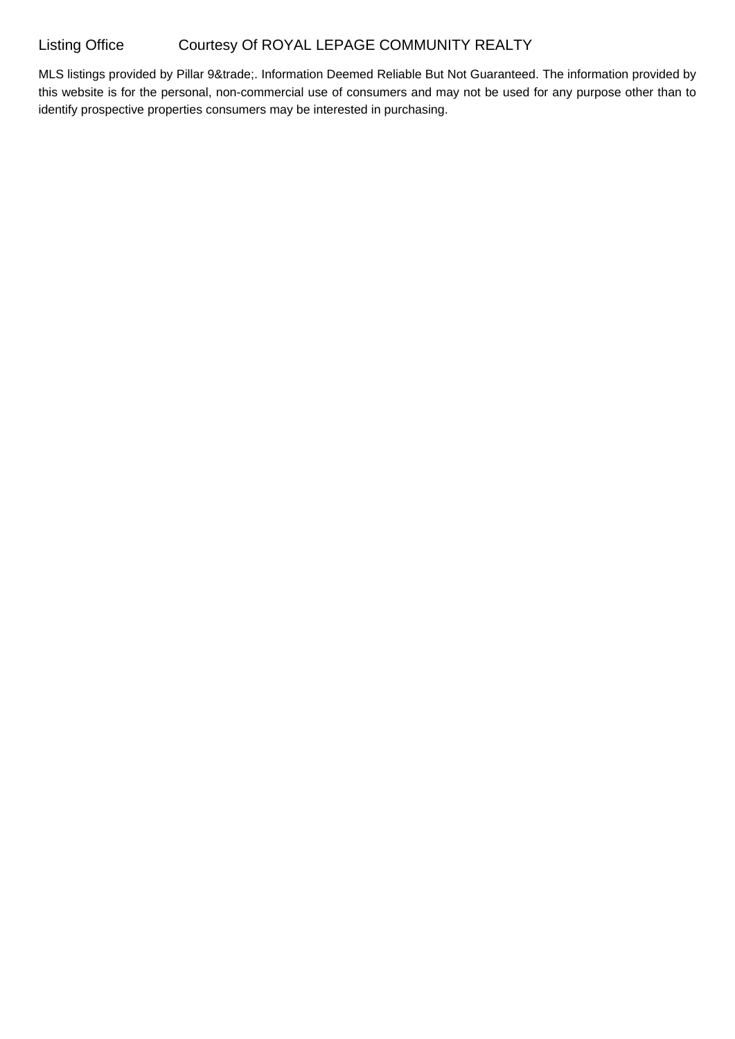| | |
|---|---|
| Listing Office | Courtesy Of ROYAL LEPAGE COMMUNITY REALTY |

MLS listings provided by Pillar 9&trade;. Information Deemed Reliable But Not Guaranteed. The information provided by this website is for the personal, non-commercial use of consumers and may not be used for any purpose other than to identify prospective properties consumers may be interested in purchasing.